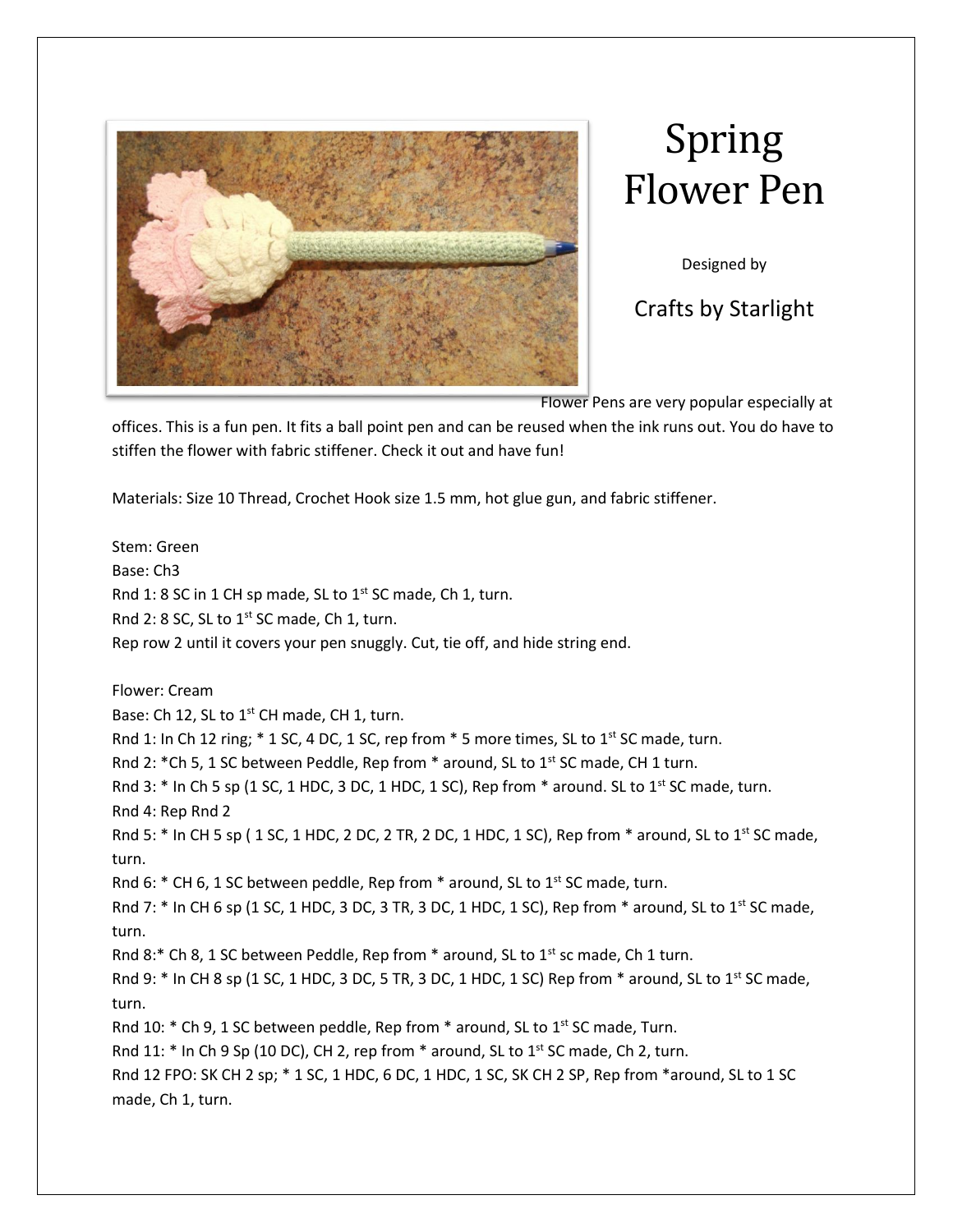# Spring Flower Pen

Designed by

Crafts by Starlight

Flower Pens are very popular especially at offices. This is a fun pen. It fits a ball point pen and can be reused when the ink runs out. You do have to stiffen the flower with fabric stiffener. Check it out and have fun!

Materials: Size 10 Thread, Crochet Hook size 1.5 mm, hot glue gun, and fabric stiffener.

Stem: Green

Base: Ch3

Rnd 1: 8 SC in 1 CH sp made, SL to 1st SC made, Ch 1, turn.

Rnd 2: 8 SC, SL to 1st SC made, Ch 1, turn.

Rep row 2 until it covers your pen snuggly. Cut, tie off, and hide string end.

Flower: Cream

Base: Ch 12, SL to 1st CH made, CH 1, turn.

Rnd 1: In Ch 12 ring; * 1 SC, 4 DC, 1 SC, rep from * 5 more times, SL to 1st SC made, turn.

Rnd 2: *Ch 5, 1 SC between Peddle, Rep from * around, SL to 1st SC made, CH 1 turn.

Rnd 3: * In Ch 5 sp (1 SC, 1 HDC, 3 DC, 1 HDC, 1 SC), Rep from * around. SL to 1st SC made, turn.

Rnd 4: Rep Rnd 2

Rnd 5: * In CH 5 sp ( 1 SC, 1 HDC, 2 DC, 2 TR, 2 DC, 1 HDC, 1 SC), Rep from * around, SL to 1st SC made, turn.

Rnd 6: * CH 6, 1 SC between peddle, Rep from * around, SL to 1st SC made, turn.

Rnd 7: * In CH 6 sp (1 SC, 1 HDC, 3 DC, 3 TR, 3 DC, 1 HDC, 1 SC), Rep from * around, SL to 1st SC made, turn.

Rnd 8:* Ch 8, 1 SC between Peddle, Rep from * around, SL to 1st sc made, Ch 1 turn.

Rnd 9: * In CH 8 sp (1 SC, 1 HDC, 3 DC, 5 TR, 3 DC, 1 HDC, 1 SC) Rep from * around, SL to 1st SC made, turn.

Rnd 10: * Ch 9, 1 SC between peddle, Rep from * around, SL to 1st SC made, Turn.

Rnd 11: * In Ch 9 Sp (10 DC), CH 2, rep from * around, SL to 1st SC made, Ch 2, turn.

Rnd 12 FPO: SK CH 2 sp; * 1 SC, 1 HDC, 6 DC, 1 HDC, 1 SC, SK CH 2 SP, Rep from *around, SL to 1 SC made, Ch 1, turn.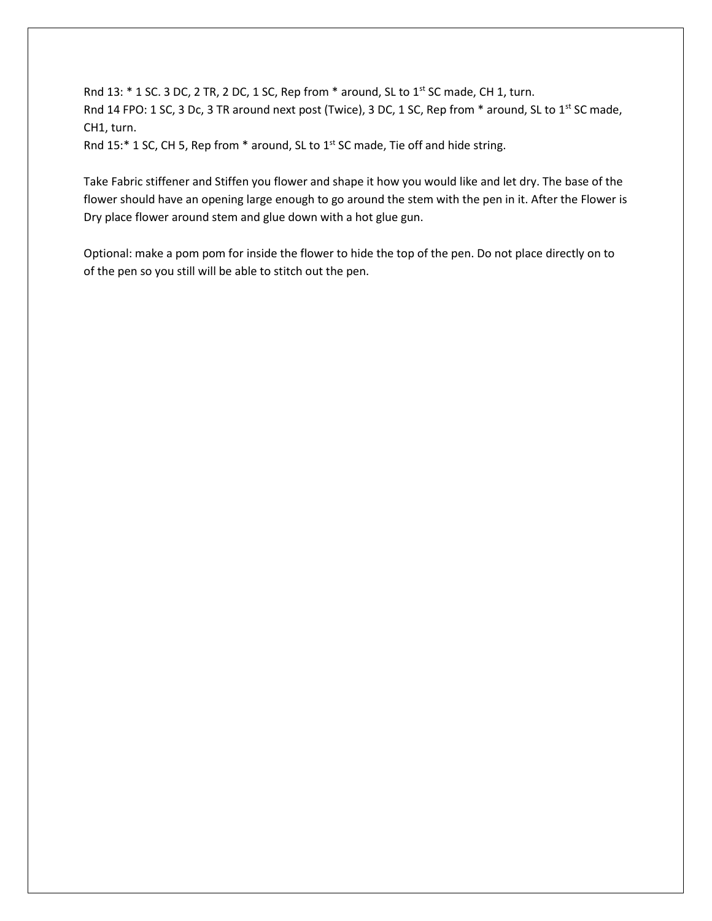Rnd 13: * 1 SC. 3 DC, 2 TR, 2 DC, 1 SC, Rep from * around, SL to 1st SC made, CH 1, turn.
Rnd 14 FPO: 1 SC, 3 Dc, 3 TR around next post (Twice), 3 DC, 1 SC, Rep from * around, SL to 1st SC made, CH1, turn.
Rnd 15:* 1 SC, CH 5, Rep from * around, SL to 1st SC made, Tie off and hide string.

Take Fabric stiffener and Stiffen you flower and shape it how you would like and let dry. The base of the flower should have an opening large enough to go around the stem with the pen in it. After the Flower is Dry place flower around stem and glue down with a hot glue gun.

Optional: make a pom pom for inside the flower to hide the top of the pen. Do not place directly on to of the pen so you still will be able to stitch out the pen.